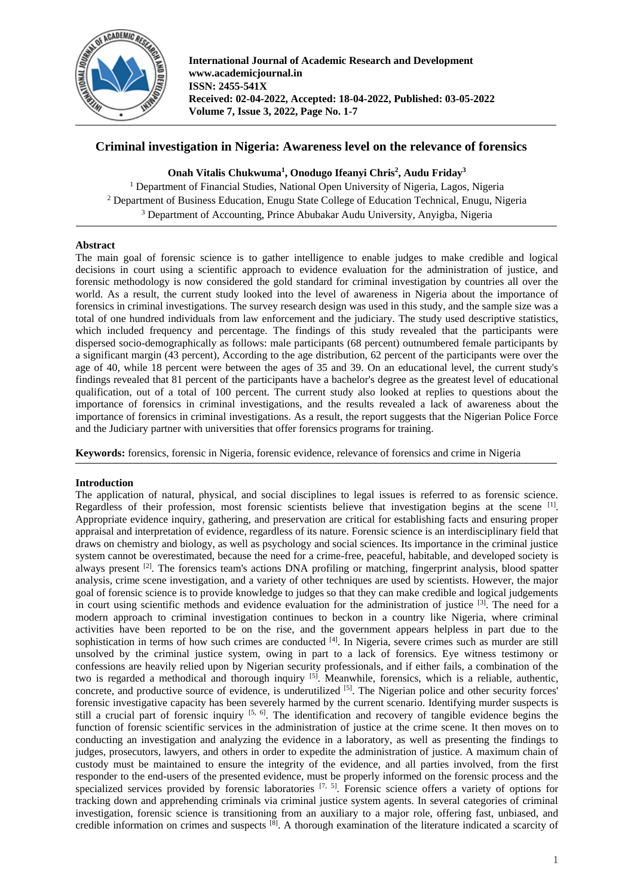# Criminal investigation in Nigeria: Awareness level on the relevance of forensics

**Onah Vitalis Chukwuma[1], Onodugo Ifeanyi Chris[2], Audu Friday[3]**

[1] Department of Financial Studies, National Open University of Nigeria, Lagos, Nigeria
[2] Department of Business Education, Enugu State College of Education Technical, Enugu, Nigeria
[3] Department of Accounting, Prince Abubakar Audu University, Anyigba, Nigeria

## Abstract

The main goal of forensic science is to gather intelligence to enable judges to make credible and logical decisions in court using a scientific approach to evidence evaluation for the administration of justice, and forensic methodology is now considered the gold standard for criminal investigation by countries all over the world. As a result, the current study looked into the level of awareness in Nigeria about the importance of forensics in criminal investigations. The survey research design was used in this study, and the sample size was a total of one hundred individuals from law enforcement and the judiciary. The study used descriptive statistics, which included frequency and percentage. The findings of this study revealed that the participants were dispersed socio-demographically as follows: male participants (68 percent) outnumbered female participants by a significant margin (43 percent), According to the age distribution, 62 percent of the participants were over the age of 40, while 18 percent were between the ages of 35 and 39. On an educational level, the current study's findings revealed that 81 percent of the participants have a bachelor's degree as the greatest level of educational qualification, out of a total of 100 percent. The current study also looked at replies to questions about the importance of forensics in criminal investigations, and the results revealed a lack of awareness about the importance of forensics in criminal investigations. As a result, the report suggests that the Nigerian Police Force and the Judiciary partner with universities that offer forensics programs for training.

**Keywords:** forensics, forensic in Nigeria, forensic evidence, relevance of forensics and crime in Nigeria

## Introduction

The application of natural, physical, and social disciplines to legal issues is referred to as forensic science. Regardless of their profession, most forensic scientists believe that investigation begins at the scene [1]. Appropriate evidence inquiry, gathering, and preservation are critical for establishing facts and ensuring proper appraisal and interpretation of evidence, regardless of its nature. Forensic science is an interdisciplinary field that draws on chemistry and biology, as well as psychology and social sciences. Its importance in the criminal justice system cannot be overestimated, because the need for a crime-free, peaceful, habitable, and developed society is always present [2]. The forensics team's actions DNA profiling or matching, fingerprint analysis, blood spatter analysis, crime scene investigation, and a variety of other techniques are used by scientists. However, the major goal of forensic science is to provide knowledge to judges so that they can make credible and logical judgements in court using scientific methods and evidence evaluation for the administration of justice [3]. The need for a modern approach to criminal investigation continues to beckon in a country like Nigeria, where criminal activities have been reported to be on the rise, and the government appears helpless in part due to the sophistication in terms of how such crimes are conducted [4]. In Nigeria, severe crimes such as murder are still unsolved by the criminal justice system, owing in part to a lack of forensics. Eye witness testimony or confessions are heavily relied upon by Nigerian security professionals, and if either fails, a combination of the two is regarded a methodical and thorough inquiry [5]. Meanwhile, forensics, which is a reliable, authentic, concrete, and productive source of evidence, is underutilized [5]. The Nigerian police and other security forces' forensic investigative capacity has been severely harmed by the current scenario. Identifying murder suspects is still a crucial part of forensic inquiry [5, 6]. The identification and recovery of tangible evidence begins the function of forensic scientific services in the administration of justice at the crime scene. It then moves on to conducting an investigation and analyzing the evidence in a laboratory, as well as presenting the findings to judges, prosecutors, lawyers, and others in order to expedite the administration of justice. A maximum chain of custody must be maintained to ensure the integrity of the evidence, and all parties involved, from the first responder to the end-users of the presented evidence, must be properly informed on the forensic process and the specialized services provided by forensic laboratories [7, 5]. Forensic science offers a variety of options for tracking down and apprehending criminals via criminal justice system agents. In several categories of criminal investigation, forensic science is transitioning from an auxiliary to a major role, offering fast, unbiased, and credible information on crimes and suspects [8]. A thorough examination of the literature indicated a scarcity of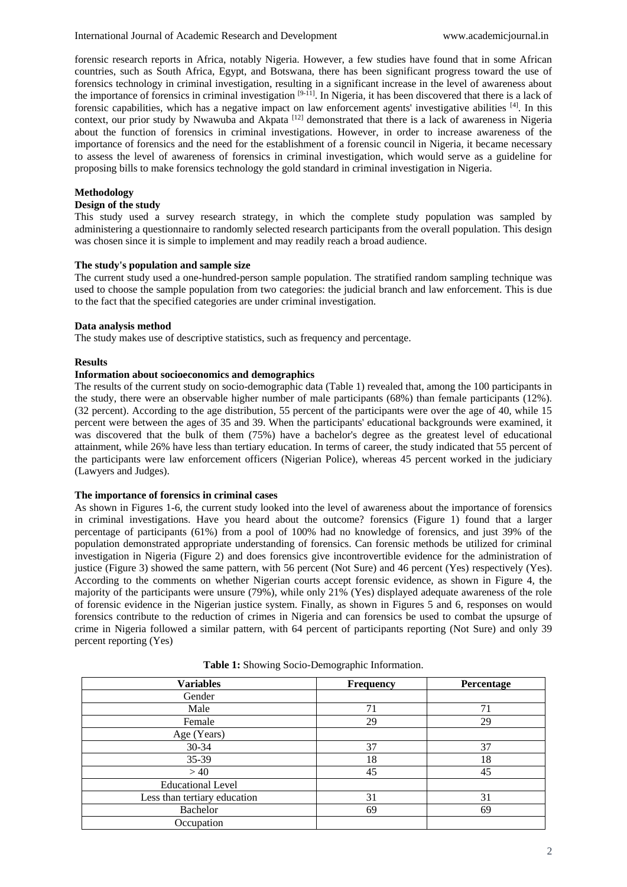forensic research reports in Africa, notably Nigeria. However, a few studies have found that in some African countries, such as South Africa, Egypt, and Botswana, there has been significant progress toward the use of forensics technology in criminal investigation, resulting in a significant increase in the level of awareness about the importance of forensics in criminal investigation [9-11]. In Nigeria, it has been discovered that there is a lack of forensic capabilities, which has a negative impact on law enforcement agents' investigative abilities [4]. In this context, our prior study by Nwawuba and Akpata [12] demonstrated that there is a lack of awareness in Nigeria about the function of forensics in criminal investigations. However, in order to increase awareness of the importance of forensics and the need for the establishment of a forensic council in Nigeria, it became necessary to assess the level of awareness of forensics in criminal investigation, which would serve as a guideline for proposing bills to make forensics technology the gold standard in criminal investigation in Nigeria.

## Methodology

### Design of the study

This study used a survey research strategy, in which the complete study population was sampled by administering a questionnaire to randomly selected research participants from the overall population. This design was chosen since it is simple to implement and may readily reach a broad audience.

### The study's population and sample size

The current study used a one-hundred-person sample population. The stratified random sampling technique was used to choose the sample population from two categories: the judicial branch and law enforcement. This is due to the fact that the specified categories are under criminal investigation.

### Data analysis method

The study makes use of descriptive statistics, such as frequency and percentage.

## Results

### Information about socioeconomics and demographics

The results of the current study on socio-demographic data (Table 1) revealed that, among the 100 participants in the study, there were an observable higher number of male participants (68%) than female participants (12%). (32 percent). According to the age distribution, 55 percent of the participants were over the age of 40, while 15 percent were between the ages of 35 and 39. When the participants' educational backgrounds were examined, it was discovered that the bulk of them (75%) have a bachelor's degree as the greatest level of educational attainment, while 26% have less than tertiary education. In terms of career, the study indicated that 55 percent of the participants were law enforcement officers (Nigerian Police), whereas 45 percent worked in the judiciary (Lawyers and Judges).

### The importance of forensics in criminal cases

As shown in Figures 1-6, the current study looked into the level of awareness about the importance of forensics in criminal investigations. Have you heard about the outcome? forensics (Figure 1) found that a larger percentage of participants (61%) from a pool of 100% had no knowledge of forensics, and just 39% of the population demonstrated appropriate understanding of forensics. Can forensic methods be utilized for criminal investigation in Nigeria (Figure 2) and does forensics give incontrovertible evidence for the administration of justice (Figure 3) showed the same pattern, with 56 percent (Not Sure) and 46 percent (Yes) respectively (Yes). According to the comments on whether Nigerian courts accept forensic evidence, as shown in Figure 4, the majority of the participants were unsure (79%), while only 21% (Yes) displayed adequate awareness of the role of forensic evidence in the Nigerian justice system. Finally, as shown in Figures 5 and 6, responses on would forensics contribute to the reduction of crimes in Nigeria and can forensics be used to combat the upsurge of crime in Nigeria followed a similar pattern, with 64 percent of participants reporting (Not Sure) and only 39 percent reporting (Yes)

**Table 1:** Showing Socio-Demographic Information.

| Variables | Frequency | Percentage |
|---|---|---|
| Gender | | |
| Male | 71 | 71 |
| Female | 29 | 29 |
| Age (Years) | | |
| 30-34 | 37 | 37 |
| 35-39 | 18 | 18 |
| > 40 | 45 | 45 |
| Educational Level | | |
| Less than tertiary education | 31 | 31 |
| Bachelor | 69 | 69 |
| Occupation | | |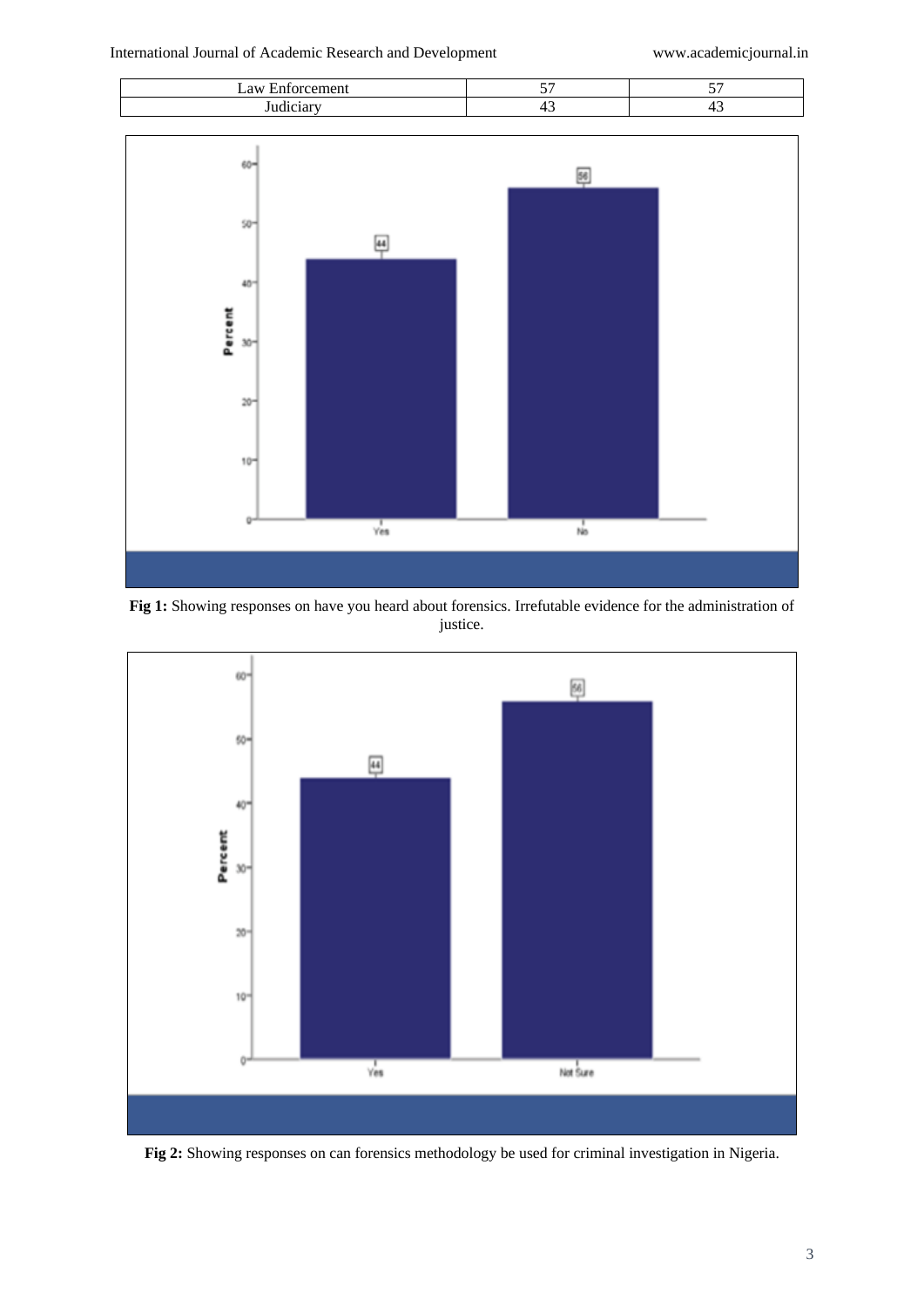| | | |
|---|---|---|
| Law Enforcement | 57 | 57 |
| Judiciary | 43 | 43 |

60
50
40
30
20
10
0
Percent
44
56
Yes
No

**Fig 1:** Showing responses on have you heard about forensics. Irrefutable evidence for the administration of justice.

60
50
40
30
20
10
0
Percent
44
56
Yes
Not Sure

**Fig 2:** Showing responses on can forensics methodology be used for criminal investigation in Nigeria.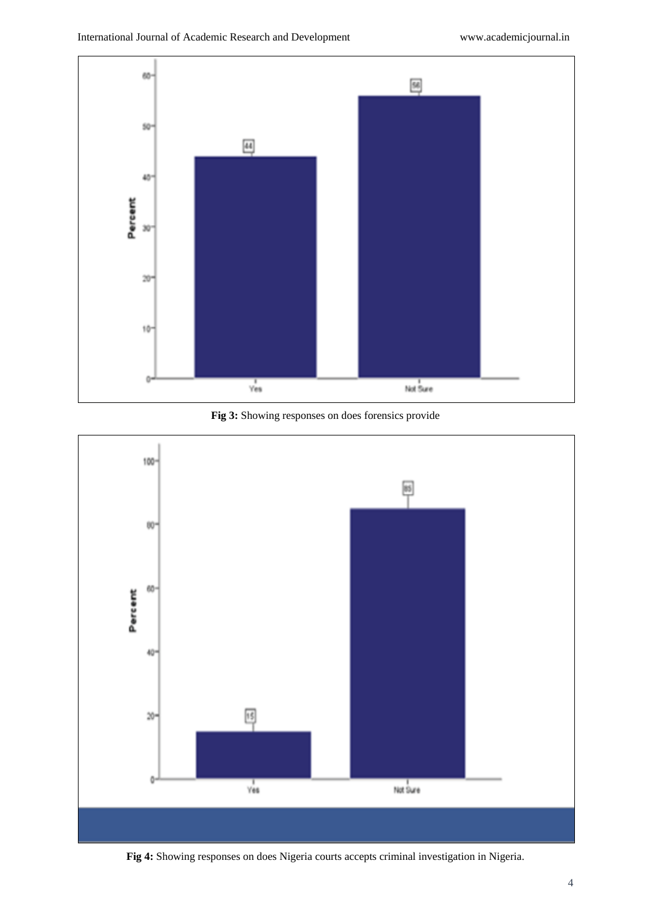60
50
40
30
20
10
0

Percent

44

56

Yes

Not Sure

**Fig 3:** Showing responses on does forensics provide

100
80
60
40
20
0

Percent

15

85

Yes

Not Sure

**Fig 4:** Showing responses on does Nigeria courts accepts criminal investigation in Nigeria.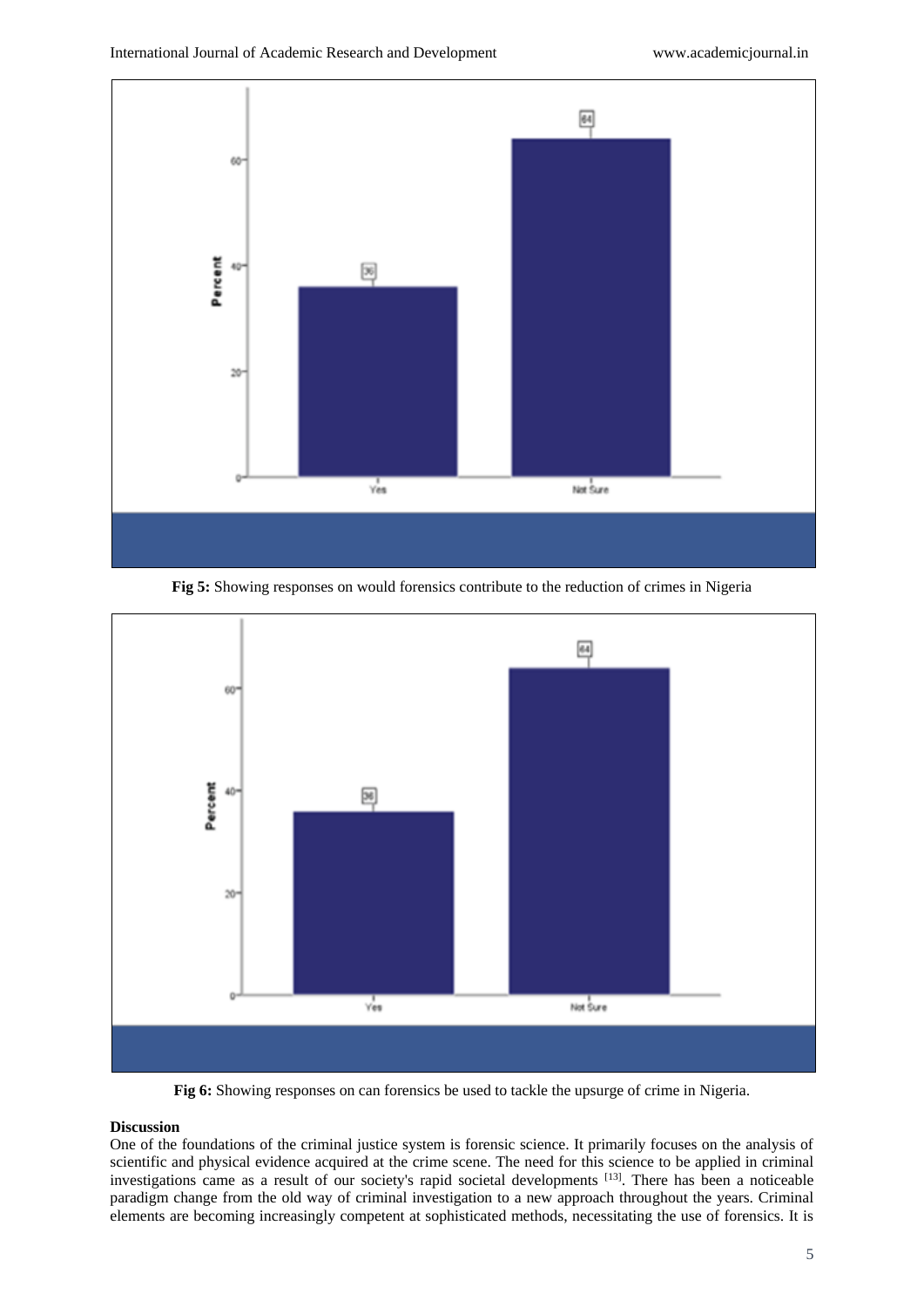64

60

40

Percent

36

20

0

Yes

Not Sure

**Fig 5:** Showing responses on would forensics contribute to the reduction of crimes in Nigeria

64

60

40

Percent

36

20

0

Yes

Not Sure

**Fig 6:** Showing responses on can forensics be used to tackle the upsurge of crime in Nigeria.

## Discussion

One of the foundations of the criminal justice system is forensic science. It primarily focuses on the analysis of scientific and physical evidence acquired at the crime scene. The need for this science to be applied in criminal investigations came as a result of our society's rapid societal developments [13]. There has been a noticeable paradigm change from the old way of criminal investigation to a new approach throughout the years. Criminal elements are becoming increasingly competent at sophisticated methods, necessitating the use of forensics. It is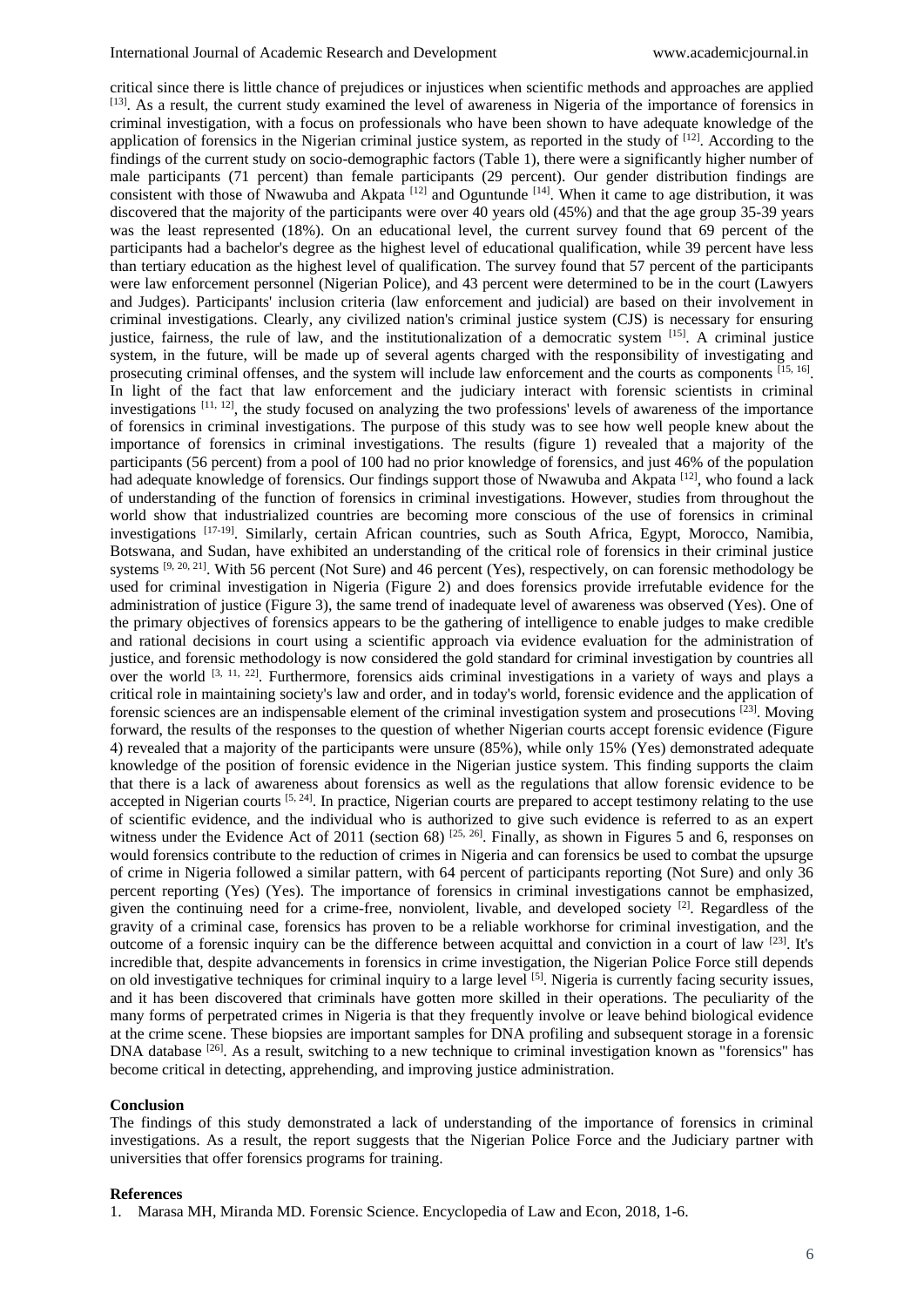critical since there is little chance of prejudices or injustices when scientific methods and approaches are applied [13]. As a result, the current study examined the level of awareness in Nigeria of the importance of forensics in criminal investigation, with a focus on professionals who have been shown to have adequate knowledge of the application of forensics in the Nigerian criminal justice system, as reported in the study of [12]. According to the findings of the current study on socio-demographic factors (Table 1), there were a significantly higher number of male participants (71 percent) than female participants (29 percent). Our gender distribution findings are consistent with those of Nwawuba and Akpata [12] and Oguntunde [14]. When it came to age distribution, it was discovered that the majority of the participants were over 40 years old (45%) and that the age group 35-39 years was the least represented (18%). On an educational level, the current survey found that 69 percent of the participants had a bachelor's degree as the highest level of educational qualification, while 39 percent have less than tertiary education as the highest level of qualification. The survey found that 57 percent of the participants were law enforcement personnel (Nigerian Police), and 43 percent were determined to be in the court (Lawyers and Judges). Participants' inclusion criteria (law enforcement and judicial) are based on their involvement in criminal investigations. Clearly, any civilized nation's criminal justice system (CJS) is necessary for ensuring justice, fairness, the rule of law, and the institutionalization of a democratic system [15]. A criminal justice system, in the future, will be made up of several agents charged with the responsibility of investigating and prosecuting criminal offenses, and the system will include law enforcement and the courts as components [15, 16]. In light of the fact that law enforcement and the judiciary interact with forensic scientists in criminal investigations [11, 12], the study focused on analyzing the two professions' levels of awareness of the importance of forensics in criminal investigations. The purpose of this study was to see how well people knew about the importance of forensics in criminal investigations. The results (figure 1) revealed that a majority of the participants (56 percent) from a pool of 100 had no prior knowledge of forensics, and just 46% of the population had adequate knowledge of forensics. Our findings support those of Nwawuba and Akpata [12], who found a lack of understanding of the function of forensics in criminal investigations. However, studies from throughout the world show that industrialized countries are becoming more conscious of the use of forensics in criminal investigations [17-19]. Similarly, certain African countries, such as South Africa, Egypt, Morocco, Namibia, Botswana, and Sudan, have exhibited an understanding of the critical role of forensics in their criminal justice systems [9, 20, 21]. With 56 percent (Not Sure) and 46 percent (Yes), respectively, on can forensic methodology be used for criminal investigation in Nigeria (Figure 2) and does forensics provide irrefutable evidence for the administration of justice (Figure 3), the same trend of inadequate level of awareness was observed (Yes). One of the primary objectives of forensics appears to be the gathering of intelligence to enable judges to make credible and rational decisions in court using a scientific approach via evidence evaluation for the administration of justice, and forensic methodology is now considered the gold standard for criminal investigation by countries all over the world [3, 11, 22]. Furthermore, forensics aids criminal investigations in a variety of ways and plays a critical role in maintaining society's law and order, and in today's world, forensic evidence and the application of forensic sciences are an indispensable element of the criminal investigation system and prosecutions [23]. Moving forward, the results of the responses to the question of whether Nigerian courts accept forensic evidence (Figure 4) revealed that a majority of the participants were unsure (85%), while only 15% (Yes) demonstrated adequate knowledge of the position of forensic evidence in the Nigerian justice system. This finding supports the claim that there is a lack of awareness about forensics as well as the regulations that allow forensic evidence to be accepted in Nigerian courts [5, 24]. In practice, Nigerian courts are prepared to accept testimony relating to the use of scientific evidence, and the individual who is authorized to give such evidence is referred to as an expert witness under the Evidence Act of 2011 (section 68) [25, 26]. Finally, as shown in Figures 5 and 6, responses on would forensics contribute to the reduction of crimes in Nigeria and can forensics be used to combat the upsurge of crime in Nigeria followed a similar pattern, with 64 percent of participants reporting (Not Sure) and only 36 percent reporting (Yes) (Yes). The importance of forensics in criminal investigations cannot be emphasized, given the continuing need for a crime-free, nonviolent, livable, and developed society [2]. Regardless of the gravity of a criminal case, forensics has proven to be a reliable workhorse for criminal investigation, and the outcome of a forensic inquiry can be the difference between acquittal and conviction in a court of law [23]. It's incredible that, despite advancements in forensics in crime investigation, the Nigerian Police Force still depends on old investigative techniques for criminal inquiry to a large level [5]. Nigeria is currently facing security issues, and it has been discovered that criminals have gotten more skilled in their operations. The peculiarity of the many forms of perpetrated crimes in Nigeria is that they frequently involve or leave behind biological evidence at the crime scene. These biopsies are important samples for DNA profiling and subsequent storage in a forensic DNA database [26]. As a result, switching to a new technique to criminal investigation known as "forensics" has become critical in detecting, apprehending, and improving justice administration.

## Conclusion

The findings of this study demonstrated a lack of understanding of the importance of forensics in criminal investigations. As a result, the report suggests that the Nigerian Police Force and the Judiciary partner with universities that offer forensics programs for training.

## References

1. Marasa MH, Miranda MD. Forensic Science. Encyclopedia of Law and Econ, 2018, 1-6.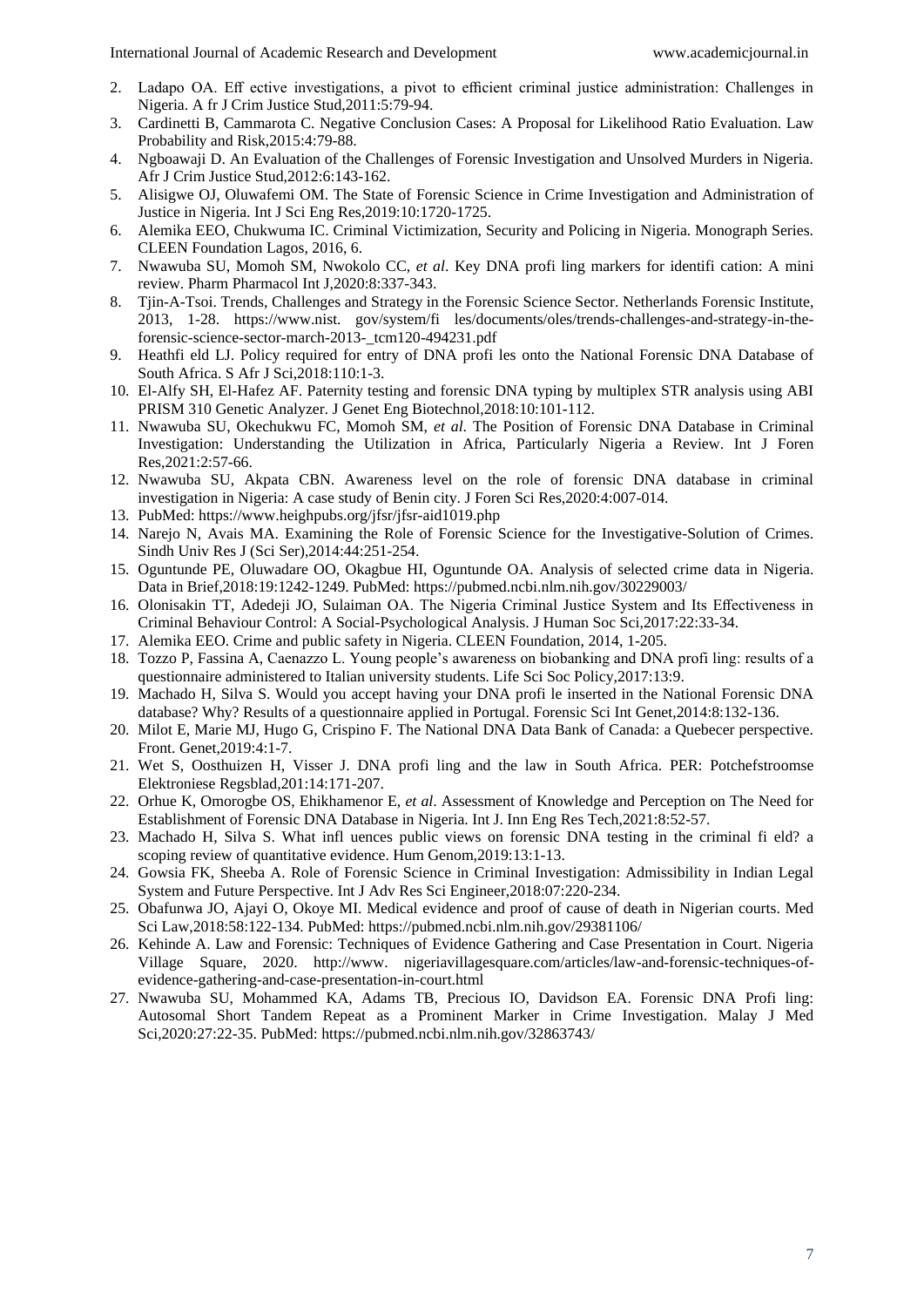2. Ladapo OA. Eff ective investigations, a pivot to efficient criminal justice administration: Challenges in Nigeria. A fr J Crim Justice Stud,2011:5:79-94.
3. Cardinetti B, Cammarota C. Negative Conclusion Cases: A Proposal for Likelihood Ratio Evaluation. Law Probability and Risk,2015:4:79-88.
4. Ngboawaji D. An Evaluation of the Challenges of Forensic Investigation and Unsolved Murders in Nigeria. Afr J Crim Justice Stud,2012:6:143-162.
5. Alisigwe OJ, Oluwafemi OM. The State of Forensic Science in Crime Investigation and Administration of Justice in Nigeria. Int J Sci Eng Res,2019:10:1720-1725.
6. Alemika EEO, Chukwuma IC. Criminal Victimization, Security and Policing in Nigeria. Monograph Series. CLEEN Foundation Lagos, 2016, 6.
7. Nwawuba SU, Momoh SM, Nwokolo CC, *et al*. Key DNA profi ling markers for identifi cation: A mini review. Pharm Pharmacol Int J,2020:8:337-343.
8. Tjin-A-Tsoi. Trends, Challenges and Strategy in the Forensic Science Sector. Netherlands Forensic Institute, 2013, 1-28. https://www.nist. gov/system/fi les/documents/oles/trends-challenges-and-strategy-in-the-forensic-science-sector-march-2013-_tcm120-494231.pdf
9. Heathfi eld LJ. Policy required for entry of DNA profi les onto the National Forensic DNA Database of South Africa. S Afr J Sci,2018:110:1-3.
10. El-Alfy SH, El-Hafez AF. Paternity testing and forensic DNA typing by multiplex STR analysis using ABI PRISM 310 Genetic Analyzer. J Genet Eng Biotechnol,2018:10:101-112.
11. Nwawuba SU, Okechukwu FC, Momoh SM, *et al*. The Position of Forensic DNA Database in Criminal Investigation: Understanding the Utilization in Africa, Particularly Nigeria a Review. Int J Foren Res,2021:2:57-66.
12. Nwawuba SU, Akpata CBN. Awareness level on the role of forensic DNA database in criminal investigation in Nigeria: A case study of Benin city. J Foren Sci Res,2020:4:007-014.
13. PubMed: https://www.heighpubs.org/jfsr/jfsr-aid1019.php
14. Narejo N, Avais MA. Examining the Role of Forensic Science for the Investigative-Solution of Crimes. Sindh Univ Res J (Sci Ser),2014:44:251-254.
15. Oguntunde PE, Oluwadare OO, Okagbue HI, Oguntunde OA. Analysis of selected crime data in Nigeria. Data in Brief,2018:19:1242-1249. PubMed: https://pubmed.ncbi.nlm.nih.gov/30229003/
16. Olonisakin TT, Adedeji JO, Sulaiman OA. The Nigeria Criminal Justice System and Its Effectiveness in Criminal Behaviour Control: A Social-Psychological Analysis. J Human Soc Sci,2017:22:33-34.
17. Alemika EEO. Crime and public safety in Nigeria. CLEEN Foundation, 2014, 1-205.
18. Tozzo P, Fassina A, Caenazzo L. Young people's awareness on biobanking and DNA profi ling: results of a questionnaire administered to Italian university students. Life Sci Soc Policy,2017:13:9.
19. Machado H, Silva S. Would you accept having your DNA profi le inserted in the National Forensic DNA database? Why? Results of a questionnaire applied in Portugal. Forensic Sci Int Genet,2014:8:132-136.
20. Milot E, Marie MJ, Hugo G, Crispino F. The National DNA Data Bank of Canada: a Quebecer perspective. Front. Genet,2019:4:1-7.
21. Wet S, Oosthuizen H, Visser J. DNA profi ling and the law in South Africa. PER: Potchefstroomse Elektroniese Regsblad,201:14:171-207.
22. Orhue K, Omorogbe OS, Ehikhamenor E, *et al*. Assessment of Knowledge and Perception on The Need for Establishment of Forensic DNA Database in Nigeria. Int J. Inn Eng Res Tech,2021:8:52-57.
23. Machado H, Silva S. What infl uences public views on forensic DNA testing in the criminal fi eld? a scoping review of quantitative evidence. Hum Genom,2019:13:1-13.
24. Gowsia FK, Sheeba A. Role of Forensic Science in Criminal Investigation: Admissibility in Indian Legal System and Future Perspective. Int J Adv Res Sci Engineer,2018:07:220-234.
25. Obafunwa JO, Ajayi O, Okoye MI. Medical evidence and proof of cause of death in Nigerian courts. Med Sci Law,2018:58:122-134. PubMed: https://pubmed.ncbi.nlm.nih.gov/29381106/
26. Kehinde A. Law and Forensic: Techniques of Evidence Gathering and Case Presentation in Court. Nigeria Village Square, 2020. http://www. nigeriavillagesquare.com/articles/law-and-forensic-techniques-of-evidence-gathering-and-case-presentation-in-court.html
27. Nwawuba SU, Mohammed KA, Adams TB, Precious IO, Davidson EA. Forensic DNA Profi ling: Autosomal Short Tandem Repeat as a Prominent Marker in Crime Investigation. Malay J Med Sci,2020:27:22-35. PubMed: https://pubmed.ncbi.nlm.nih.gov/32863743/